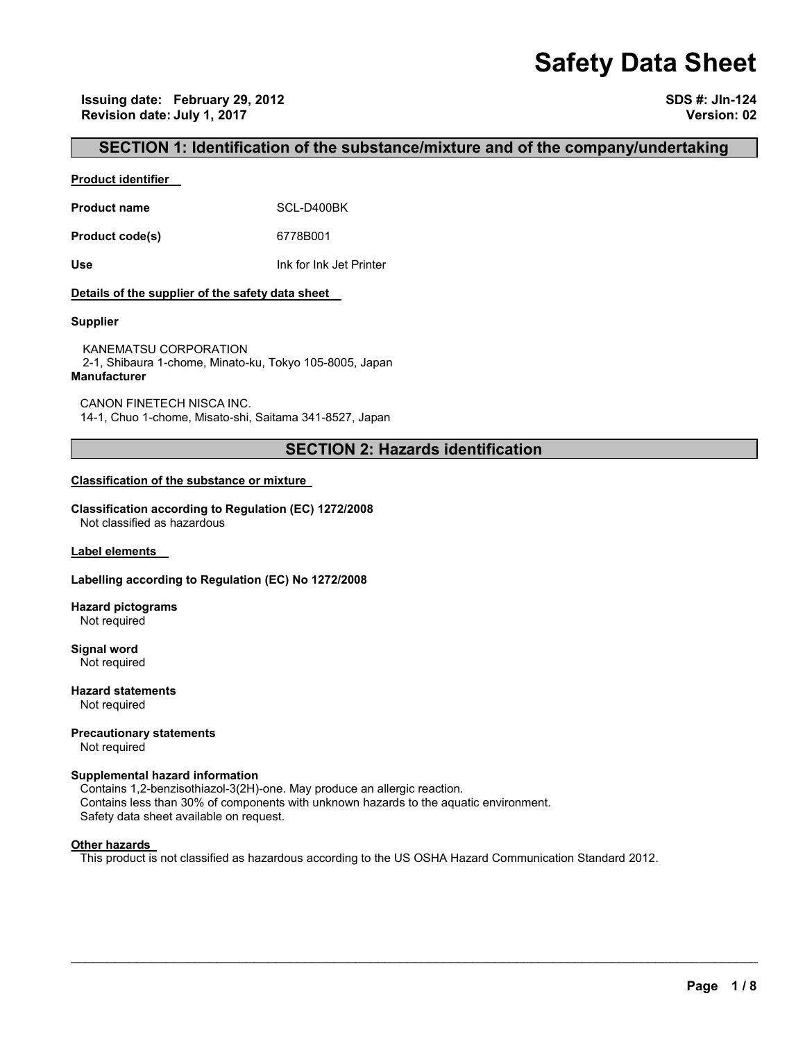# Safety Data Sheet

**Issuing date: February 29, 2012**
**Revision date: July 1, 2017**

**SDS #: JIn-124**
**Version: 02**

## SECTION 1: Identification of the substance/mixture and of the company/undertaking

**Product identifier**

**Product name** SCL-D400BK

**Product code(s)** 6778B001

**Use** Ink for Ink Jet Printer

**Details of the supplier of the safety data sheet**

**Supplier**

KANEMATSU CORPORATION
2-1, Shibaura 1-chome, Minato-ku, Tokyo 105-8005, Japan

**Manufacturer**

CANON FINETECH NISCA INC.
14-1, Chuo 1-chome, Misato-shi, Saitama 341-8527, Japan

## SECTION 2: Hazards identification

**Classification of the substance or mixture**

**Classification according to Regulation (EC) 1272/2008**
Not classified as hazardous

**Label elements**

**Labelling according to Regulation (EC) No 1272/2008**

**Hazard pictograms**
Not required

**Signal word**
Not required

**Hazard statements**
Not required

**Precautionary statements**
Not required

**Supplemental hazard information**
Contains 1,2-benzisothiazol-3(2H)-one. May produce an allergic reaction.
Contains less than 30% of components with unknown hazards to the aquatic environment.
Safety data sheet available on request.

**Other hazards**
This product is not classified as hazardous according to the US OSHA Hazard Communication Standard 2012.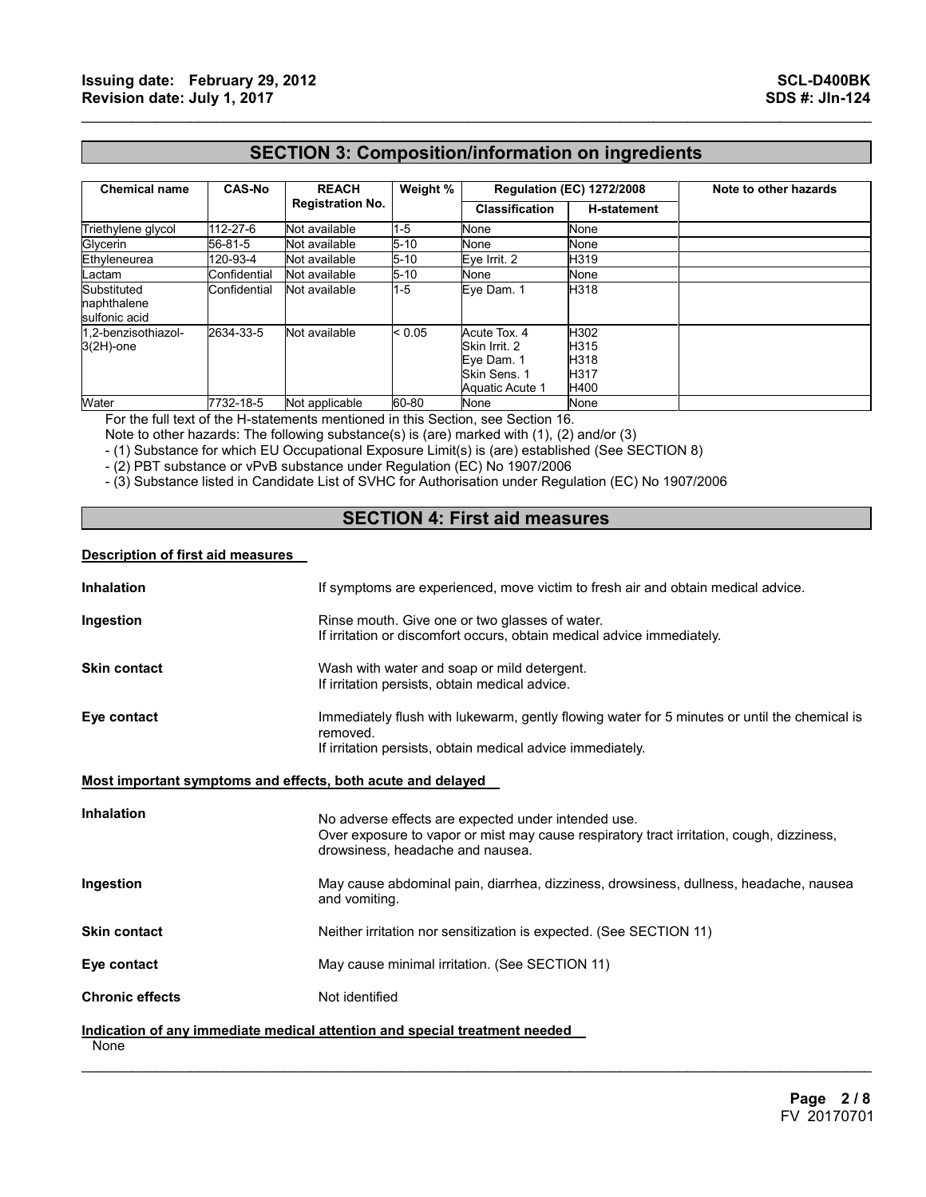## SECTION 3: Composition/information on ingredients

| Chemical name | CAS-No | REACH Registration No. | Weight % | Regulation (EC) 1272/2008 | | Note to other hazards |
|---|---|---|---|---|---|---|
| | | | | Classification | H-statement | |
| Triethylene glycol | 112-27-6 | Not available | 1-5 | None | None | |
| Glycerin | 56-81-5 | Not available | 5-10 | None | None | |
| Ethyleneurea | 120-93-4 | Not available | 5-10 | Eye Irrit. 2 | H319 | |
| Lactam | Confidential | Not available | 5-10 | None | None | |
| Substituted naphthalene sulfonic acid | Confidential | Not available | 1-5 | Eye Dam. 1 | H318 | |
| 1,2-benzisothiazol-3(2H)-one | 2634-33-5 | Not available | < 0.05 | Acute Tox. 4<br>Skin Irrit. 2<br>Eye Dam. 1<br>Skin Sens. 1<br>Aquatic Acute 1 | H302<br>H315<br>H318<br>H317<br>H400 | |
| Water | 7732-18-5 | Not applicable | 60-80 | None | None | |

For the full text of the H-statements mentioned in this Section, see Section 16.
Note to other hazards: The following substance(s) is (are) marked with (1), (2) and/or (3)
- (1) Substance for which EU Occupational Exposure Limit(s) is (are) established (See SECTION 8)
- (2) PBT substance or vPvB substance under Regulation (EC) No 1907/2006
- (3) Substance listed in Candidate List of SVHC for Authorisation under Regulation (EC) No 1907/2006

## SECTION 4: First aid measures

**Description of first aid measures**

**Inhalation** If symptoms are experienced, move victim to fresh air and obtain medical advice.

**Ingestion** Rinse mouth. Give one or two glasses of water.
If irritation or discomfort occurs, obtain medical advice immediately.

**Skin contact** Wash with water and soap or mild detergent.
If irritation persists, obtain medical advice.

**Eye contact** Immediately flush with lukewarm, gently flowing water for 5 minutes or until the chemical is removed.
If irritation persists, obtain medical advice immediately.

**Most important symptoms and effects, both acute and delayed**

**Inhalation** No adverse effects are expected under intended use.
Over exposure to vapor or mist may cause respiratory tract irritation, cough, dizziness, drowsiness, headache and nausea.

**Ingestion** May cause abdominal pain, diarrhea, dizziness, drowsiness, dullness, headache, nausea and vomiting.

**Skin contact** Neither irritation nor sensitization is expected. (See SECTION 11)

**Eye contact** May cause minimal irritation. (See SECTION 11)

**Chronic effects** Not identified

**Indication of any immediate medical attention and special treatment needed**

None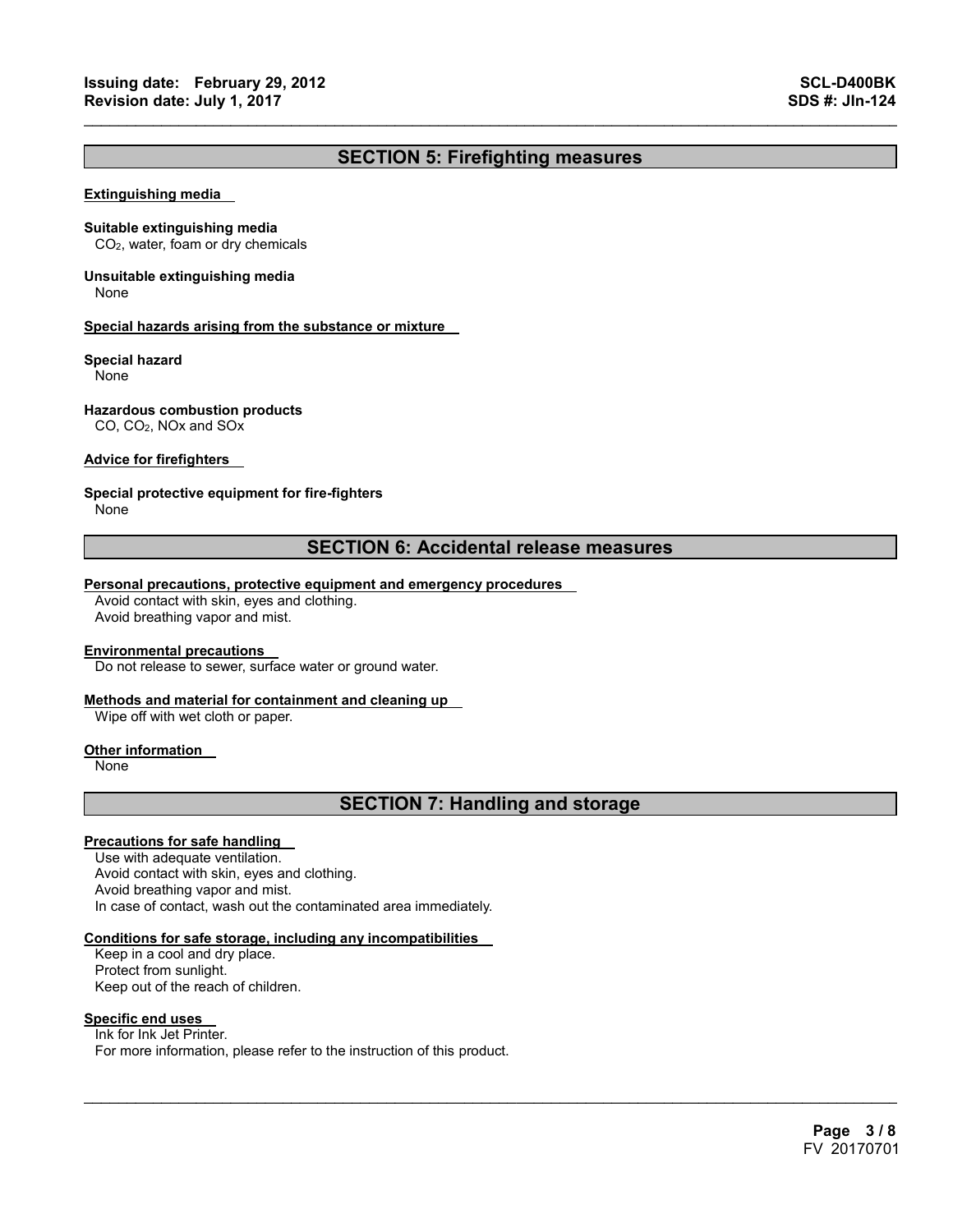## SECTION 5: Firefighting measures

### Extinguishing media

**Suitable extinguishing media**
$CO_2$, water, foam or dry chemicals

**Unsuitable extinguishing media**
None

### Special hazards arising from the substance or mixture

**Special hazard**
None

**Hazardous combustion products**
CO, $CO_2$, NOx and SOx

### Advice for firefighters

**Special protective equipment for fire-fighters**
None

## SECTION 6: Accidental release measures

### Personal precautions, protective equipment and emergency procedures

Avoid contact with skin, eyes and clothing.
Avoid breathing vapor and mist.

### Environmental precautions

Do not release to sewer, surface water or ground water.

### Methods and material for containment and cleaning up

Wipe off with wet cloth or paper.

### Other information

None

## SECTION 7: Handling and storage

### Precautions for safe handling

Use with adequate ventilation.
Avoid contact with skin, eyes and clothing.
Avoid breathing vapor and mist.
In case of contact, wash out the contaminated area immediately.

### Conditions for safe storage, including any incompatibilities

Keep in a cool and dry place.
Protect from sunlight.
Keep out of the reach of children.

### Specific end uses

Ink for Ink Jet Printer.
For more information, please refer to the instruction of this product.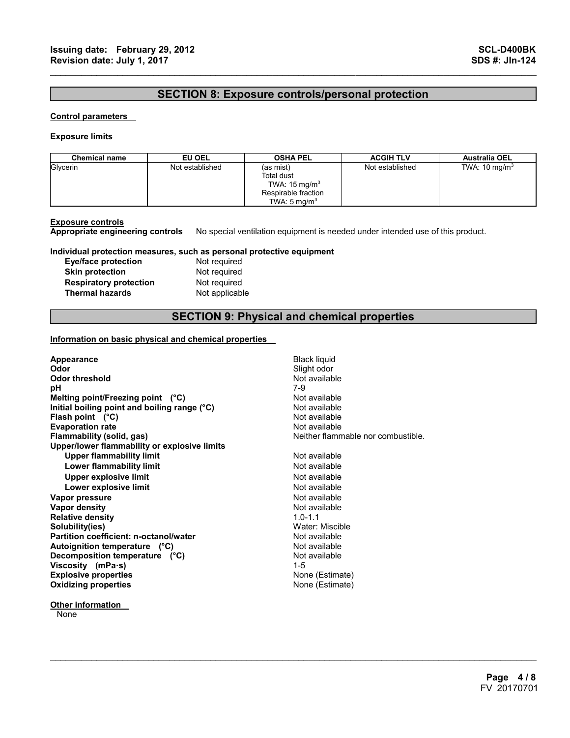## SECTION 8: Exposure controls/personal protection

**Control parameters**

**Exposure limits**

| Chemical name | EU OEL | OSHA PEL | ACGIH TLV | Australia OEL |
|---|---|---|---|---|
| Glycerin | Not established | (as mist)<br>Total dust<br>TWA: 15 mg/m$^3$<br>Respirable fraction<br>TWA: 5 mg/m$^3$ | Not established | TWA: 10 mg/m$^3$ |

**Exposure controls**

**Appropriate engineering controls** No special ventilation equipment is needed under intended use of this product.

**Individual protection measures, such as personal protective equipment**

| | |
|---|---|
| **Eye/face protection** | Not required |
| **Skin protection** | Not required |
| **Respiratory protection** | Not required |
| **Thermal hazards** | Not applicable |

## SECTION 9: Physical and chemical properties

**Information on basic physical and chemical properties**

| | |
|---|---|
| **Appearance** | Black liquid |
| **Odor** | Slight odor |
| **Odor threshold** | Not available |
| **pH** | 7-9 |
| **Melting point/Freezing point (°C)** | Not available |
| **Initial boiling point and boiling range (°C)** | Not available |
| **Flash point (°C)** | Not available |
| **Evaporation rate** | Not available |
| **Flammability (solid, gas)** | Neither flammable nor combustible. |
| **Upper/lower flammability or explosive limits** | |
| **Upper flammability limit** | Not available |
| **Lower flammability limit** | Not available |
| **Upper explosive limit** | Not available |
| **Lower explosive limit** | Not available |
| **Vapor pressure** | Not available |
| **Vapor density** | Not available |
| **Relative density** | 1.0-1.1 |
| **Solubility(ies)** | Water: Miscible |
| **Partition coefficient: n-octanol/water** | Not available |
| **Autoignition temperature (°C)** | Not available |
| **Decomposition temperature (°C)** | Not available |
| **Viscosity (mPa·s)** | 1-5 |
| **Explosive properties** | None (Estimate) |
| **Oxidizing properties** | None (Estimate) |

**Other information**

None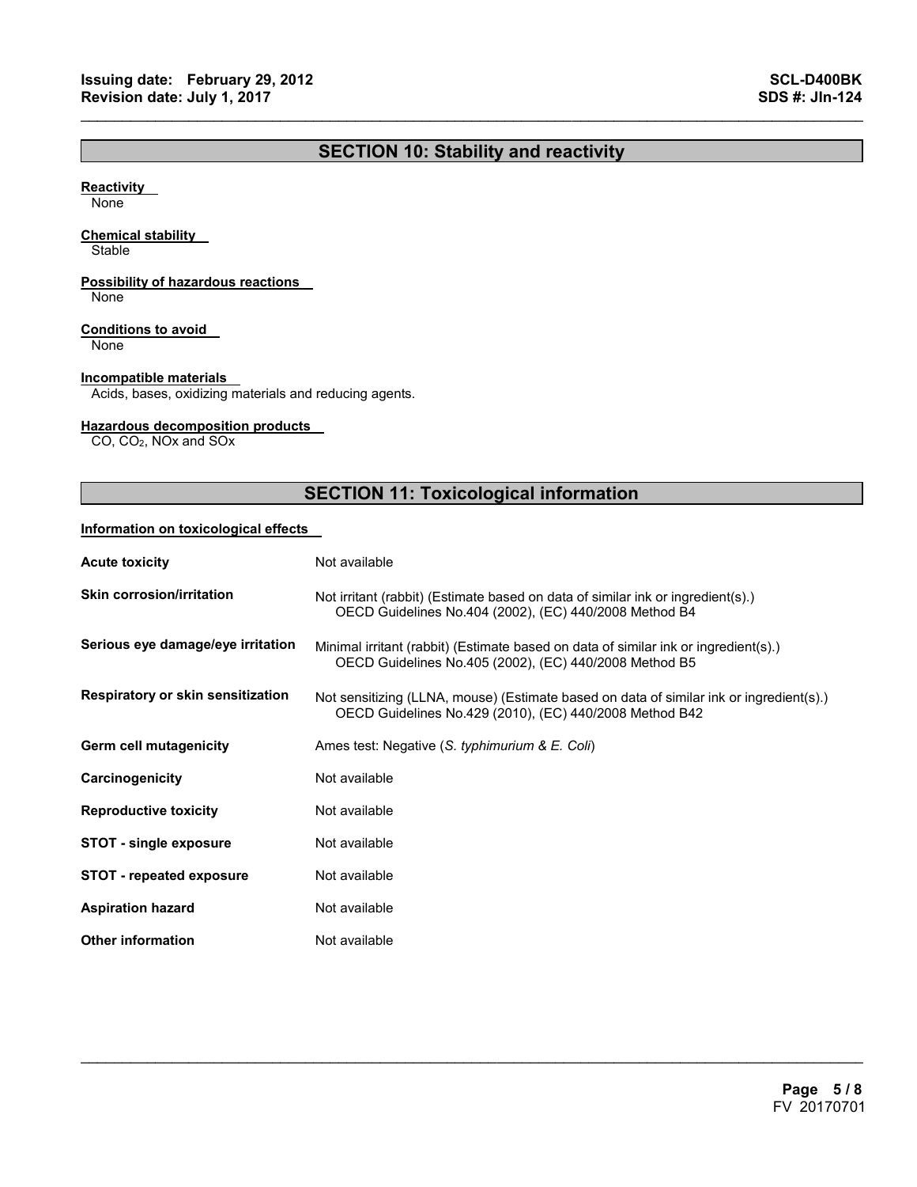## SECTION 10: Stability and reactivity

**Reactivity**

None

**Chemical stability**

Stable

**Possibility of hazardous reactions**

None

**Conditions to avoid**

None

**Incompatible materials**

Acids, bases, oxidizing materials and reducing agents.

**Hazardous decomposition products**

CO, $CO_2$, NOx and SOx

## SECTION 11: Toxicological information

**Information on toxicological effects**

| | |
|---|---|
| **Acute toxicity** | Not available |
| **Skin corrosion/irritation** | Not irritant (rabbit) (Estimate based on data of similar ink or ingredient(s).) OECD Guidelines No.404 (2002), (EC) 440/2008 Method B4 |
| **Serious eye damage/eye irritation** | Minimal irritant (rabbit) (Estimate based on data of similar ink or ingredient(s).) OECD Guidelines No.405 (2002), (EC) 440/2008 Method B5 |
| **Respiratory or skin sensitization** | Not sensitizing (LLNA, mouse) (Estimate based on data of similar ink or ingredient(s).) OECD Guidelines No.429 (2010), (EC) 440/2008 Method B42 |
| **Germ cell mutagenicity** | Ames test: Negative (*S. typhimurium & E. Coli*) |
| **Carcinogenicity** | Not available |
| **Reproductive toxicity** | Not available |
| **STOT - single exposure** | Not available |
| **STOT - repeated exposure** | Not available |
| **Aspiration hazard** | Not available |
| **Other information** | Not available |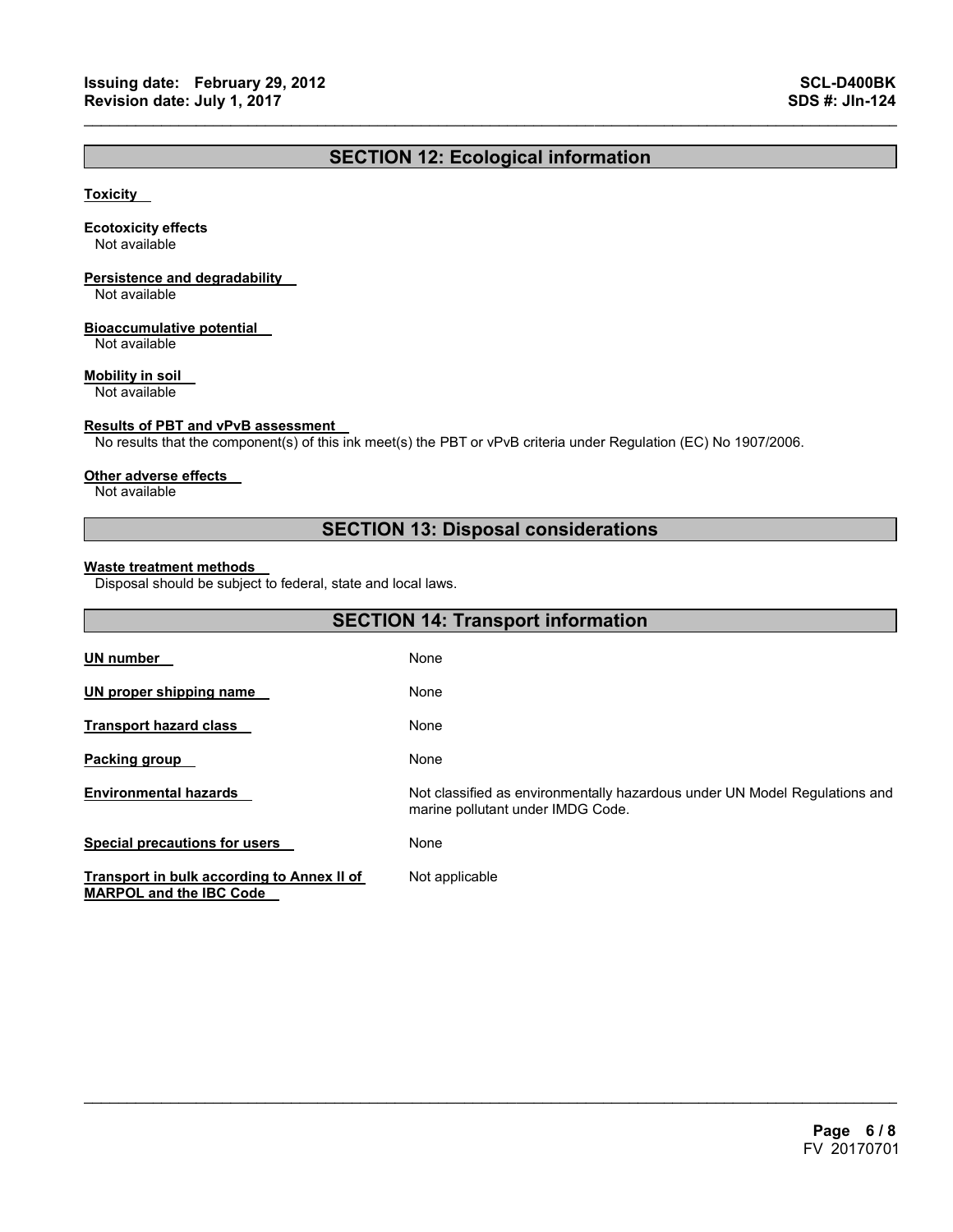## SECTION 12: Ecological information

**Toxicity**

**Ecotoxicity effects**
Not available

**Persistence and degradability**
Not available

**Bioaccumulative potential**
Not available

**Mobility in soil**
Not available

**Results of PBT and vPvB assessment**
No results that the component(s) of this ink meet(s) the PBT or vPvB criteria under Regulation (EC) No 1907/2006.

**Other adverse effects**
Not available

## SECTION 13: Disposal considerations

**Waste treatment methods**
Disposal should be subject to federal, state and local laws.

## SECTION 14: Transport information

| | |
|---|---|
| **UN number** | None |
| **UN proper shipping name** | None |
| **Transport hazard class** | None |
| **Packing group** | None |
| **Environmental hazards** | Not classified as environmentally hazardous under UN Model Regulations and marine pollutant under IMDG Code. |
| **Special precautions for users** | None |
| **Transport in bulk according to Annex II of MARPOL and the IBC Code** | Not applicable |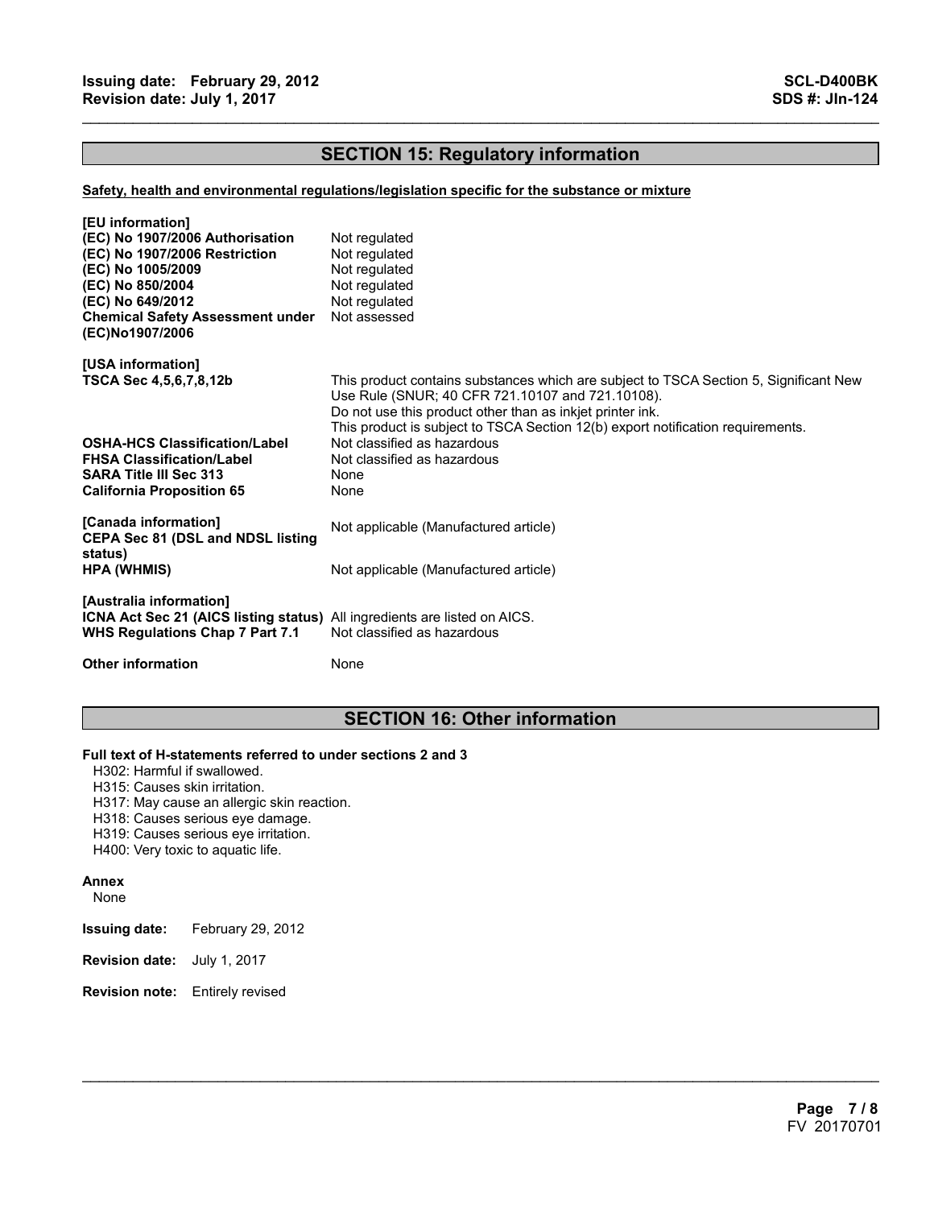## SECTION 15: Regulatory information

**Safety, health and environmental regulations/legislation specific for the substance or mixture**

**[EU information]**

| | |
|---|---|
| **(EC) No 1907/2006 Authorisation** | Not regulated |
| **(EC) No 1907/2006 Restriction** | Not regulated |
| **(EC) No 1005/2009** | Not regulated |
| **(EC) No 850/2004** | Not regulated |
| **(EC) No 649/2012** | Not regulated |
| **Chemical Safety Assessment under (EC)No1907/2006** | Not assessed |

**[USA information]**

| | |
|---|---|
| **TSCA Sec 4,5,6,7,8,12b** | This product contains substances which are subject to TSCA Section 5, Significant New Use Rule (SNUR; 40 CFR 721.10107 and 721.10108). Do not use this product other than as inkjet printer ink. This product is subject to TSCA Section 12(b) export notification requirements. |
| **OSHA-HCS Classification/Label** | Not classified as hazardous |
| **FHSA Classification/Label** | Not classified as hazardous |
| **SARA Title III Sec 313** | None |
| **California Proposition 65** | None |

**[Canada information]**

| | |
|---|---|
| **CEPA Sec 81 (DSL and NDSL listing status)** | Not applicable (Manufactured article) |
| **HPA (WHMIS)** | Not applicable (Manufactured article) |

**[Australia information]**

| | |
|---|---|
| **ICNA Act Sec 21 (AICS listing status)** | All ingredients are listed on AICS. |
| **WHS Regulations Chap 7 Part 7.1** | Not classified as hazardous |

**Other information** None

## SECTION 16: Other information

**Full text of H-statements referred to under sections 2 and 3**

H302: Harmful if swallowed.
H315: Causes skin irritation.
H317: May cause an allergic skin reaction.
H318: Causes serious eye damage.
H319: Causes serious eye irritation.
H400: Very toxic to aquatic life.

**Annex**

None

**Issuing date:** February 29, 2012

**Revision date:** July 1, 2017

**Revision note:** Entirely revised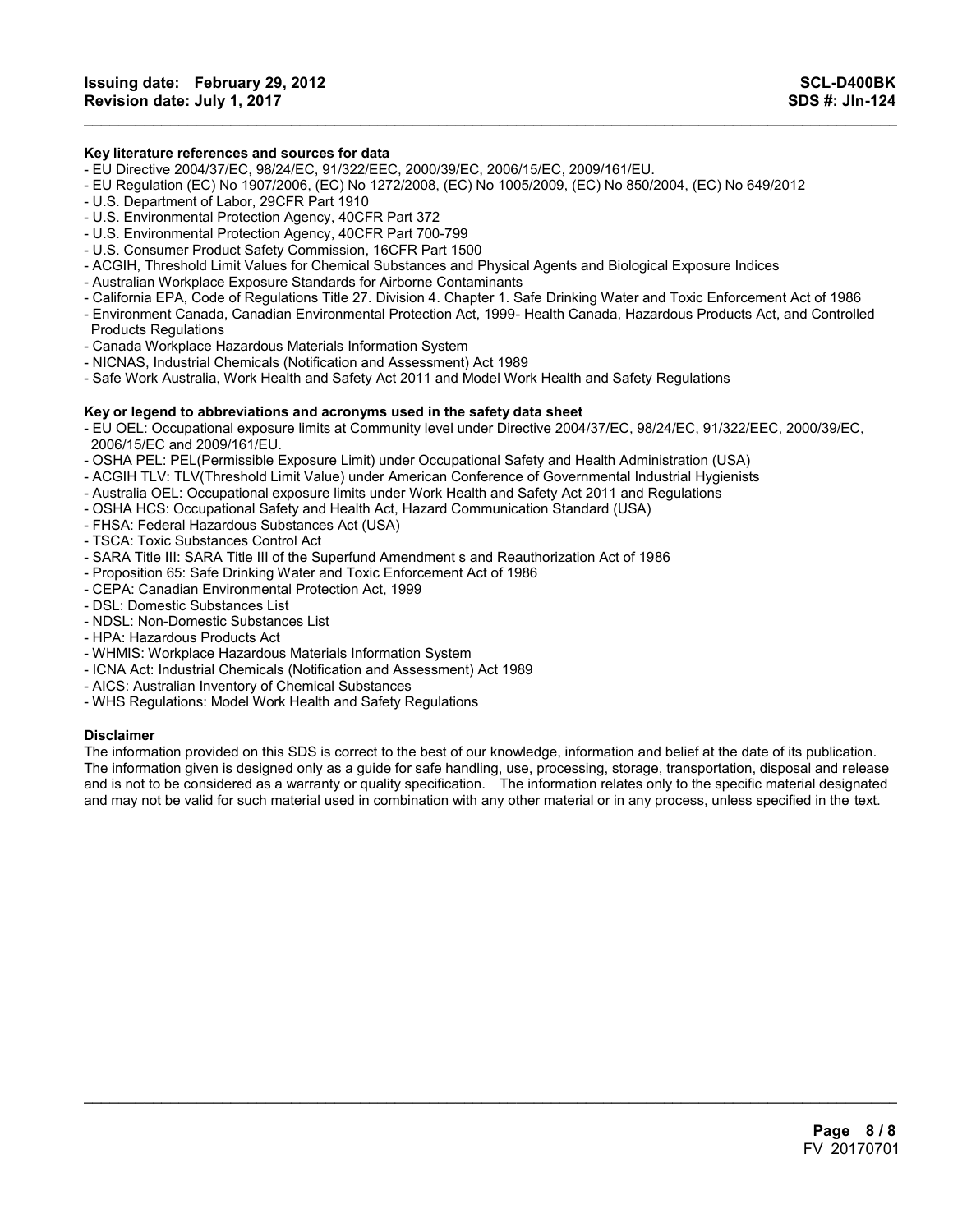**Key literature references and sources for data**

- EU Directive 2004/37/EC, 98/24/EC, 91/322/EEC, 2000/39/EC, 2006/15/EC, 2009/161/EU.
- EU Regulation (EC) No 1907/2006, (EC) No 1272/2008, (EC) No 1005/2009, (EC) No 850/2004, (EC) No 649/2012
- U.S. Department of Labor, 29CFR Part 1910
- U.S. Environmental Protection Agency, 40CFR Part 372
- U.S. Environmental Protection Agency, 40CFR Part 700-799
- U.S. Consumer Product Safety Commission, 16CFR Part 1500
- ACGIH, Threshold Limit Values for Chemical Substances and Physical Agents and Biological Exposure Indices
- Australian Workplace Exposure Standards for Airborne Contaminants
- California EPA, Code of Regulations Title 27. Division 4. Chapter 1. Safe Drinking Water and Toxic Enforcement Act of 1986
- Environment Canada, Canadian Environmental Protection Act, 1999- Health Canada, Hazardous Products Act, and Controlled Products Regulations
- Canada Workplace Hazardous Materials Information System
- NICNAS, Industrial Chemicals (Notification and Assessment) Act 1989
- Safe Work Australia, Work Health and Safety Act 2011 and Model Work Health and Safety Regulations

**Key or legend to abbreviations and acronyms used in the safety data sheet**

- EU OEL: Occupational exposure limits at Community level under Directive 2004/37/EC, 98/24/EC, 91/322/EEC, 2000/39/EC, 2006/15/EC and 2009/161/EU.
- OSHA PEL: PEL(Permissible Exposure Limit) under Occupational Safety and Health Administration (USA)
- ACGIH TLV: TLV(Threshold Limit Value) under American Conference of Governmental Industrial Hygienists
- Australia OEL: Occupational exposure limits under Work Health and Safety Act 2011 and Regulations
- OSHA HCS: Occupational Safety and Health Act, Hazard Communication Standard (USA)
- FHSA: Federal Hazardous Substances Act (USA)
- TSCA: Toxic Substances Control Act
- SARA Title III: SARA Title III of the Superfund Amendment s and Reauthorization Act of 1986
- Proposition 65: Safe Drinking Water and Toxic Enforcement Act of 1986
- CEPA: Canadian Environmental Protection Act, 1999
- DSL: Domestic Substances List
- NDSL: Non-Domestic Substances List
- HPA: Hazardous Products Act
- WHMIS: Workplace Hazardous Materials Information System
- ICNA Act: Industrial Chemicals (Notification and Assessment) Act 1989
- AICS: Australian Inventory of Chemical Substances
- WHS Regulations: Model Work Health and Safety Regulations

**Disclaimer**

The information provided on this SDS is correct to the best of our knowledge, information and belief at the date of its publication. The information given is designed only as a guide for safe handling, use, processing, storage, transportation, disposal and release and is not to be considered as a warranty or quality specification. The information relates only to the specific material designated and may not be valid for such material used in combination with any other material or in any process, unless specified in the text.